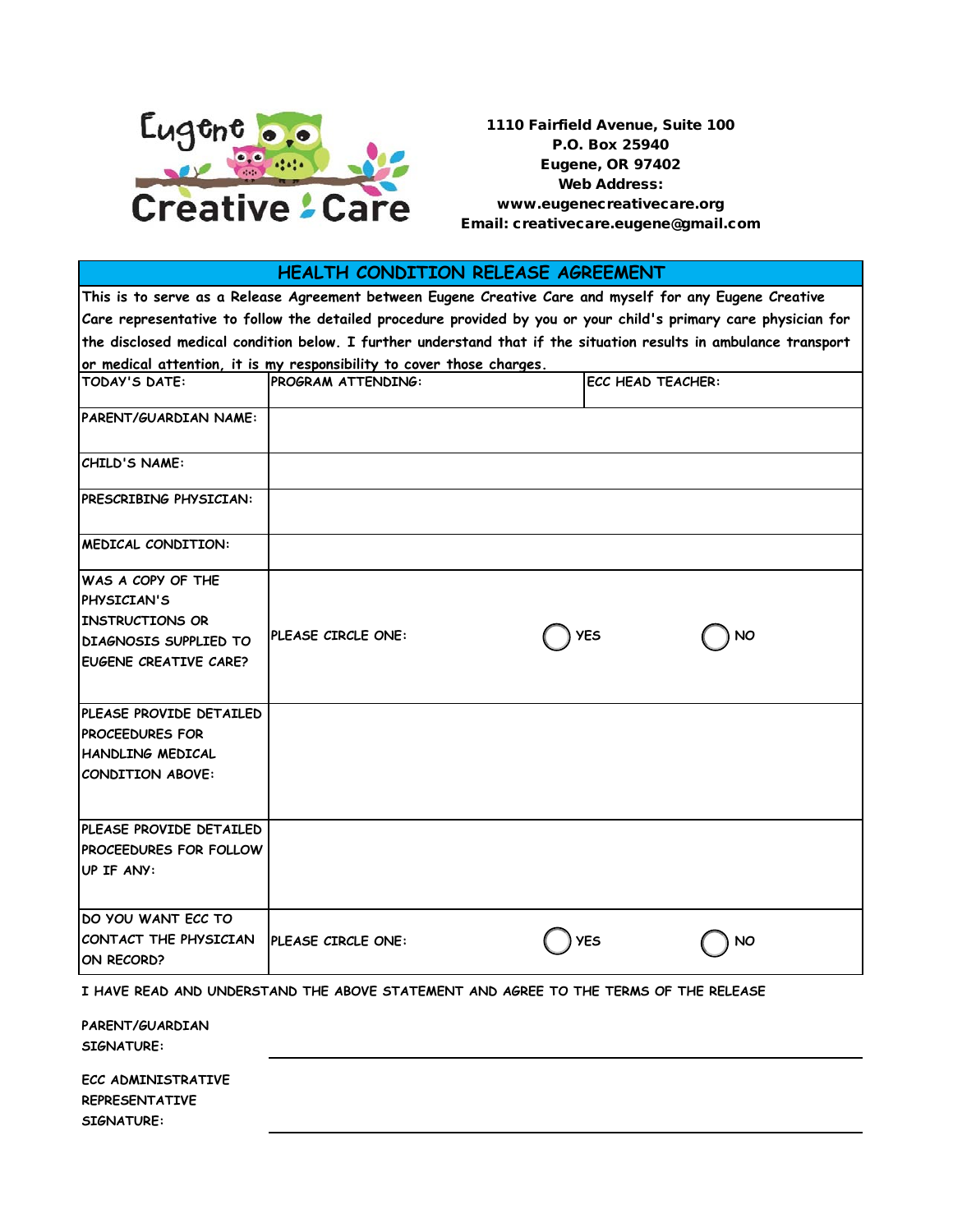Eugene Creative Care

**1110 Fairfield Avenue, Suite 100**
**P.O. Box 25940**
**Eugene, OR 97402**
**Web Address:**
**www.eugenecreativecare.org**
**Email: creativecare.eugene@gmail.com**

## HEALTH CONDITION RELEASE AGREEMENT

This is to serve as a Release Agreement between Eugene Creative Care and myself for any Eugene Creative Care representative to follow the detailed procedure provided by you or your child's primary care physician for the disclosed medical condition below. I further understand that if the situation results in ambulance transport or medical attention, it is my responsibility to cover those charges.

| TODAY'S DATE: | PROGRAM ATTENDING: | ECC HEAD TEACHER: | |
|---|---|---|---|
| PARENT/GUARDIAN NAME: | | | |
| CHILD'S NAME: | | | |
| PRESCRIBING PHYSICIAN: | | | |
| MEDICAL CONDITION: | | | |
| WAS A COPY OF THE PHYSICIAN'S INSTRUCTIONS OR DIAGNOSIS SUPPLIED TO EUGENE CREATIVE CARE? | PLEASE CIRCLE ONE: | ◯ YES | ◯ NO |
| PLEASE PROVIDE DETAILED PROCEEDURES FOR HANDLING MEDICAL CONDITION ABOVE: | | | |
| PLEASE PROVIDE DETAILED PROCEEDURES FOR FOLLOW UP IF ANY: | | | |
| DO YOU WANT ECC TO CONTACT THE PHYSICIAN ON RECORD? | PLEASE CIRCLE ONE: | ◯ YES | ◯ NO |

I HAVE READ AND UNDERSTAND THE ABOVE STATEMENT AND AGREE TO THE TERMS OF THE RELEASE

PARENT/GUARDIAN SIGNATURE: ______________________________

ECC ADMINISTRATIVE REPRESENTATIVE SIGNATURE: ______________________________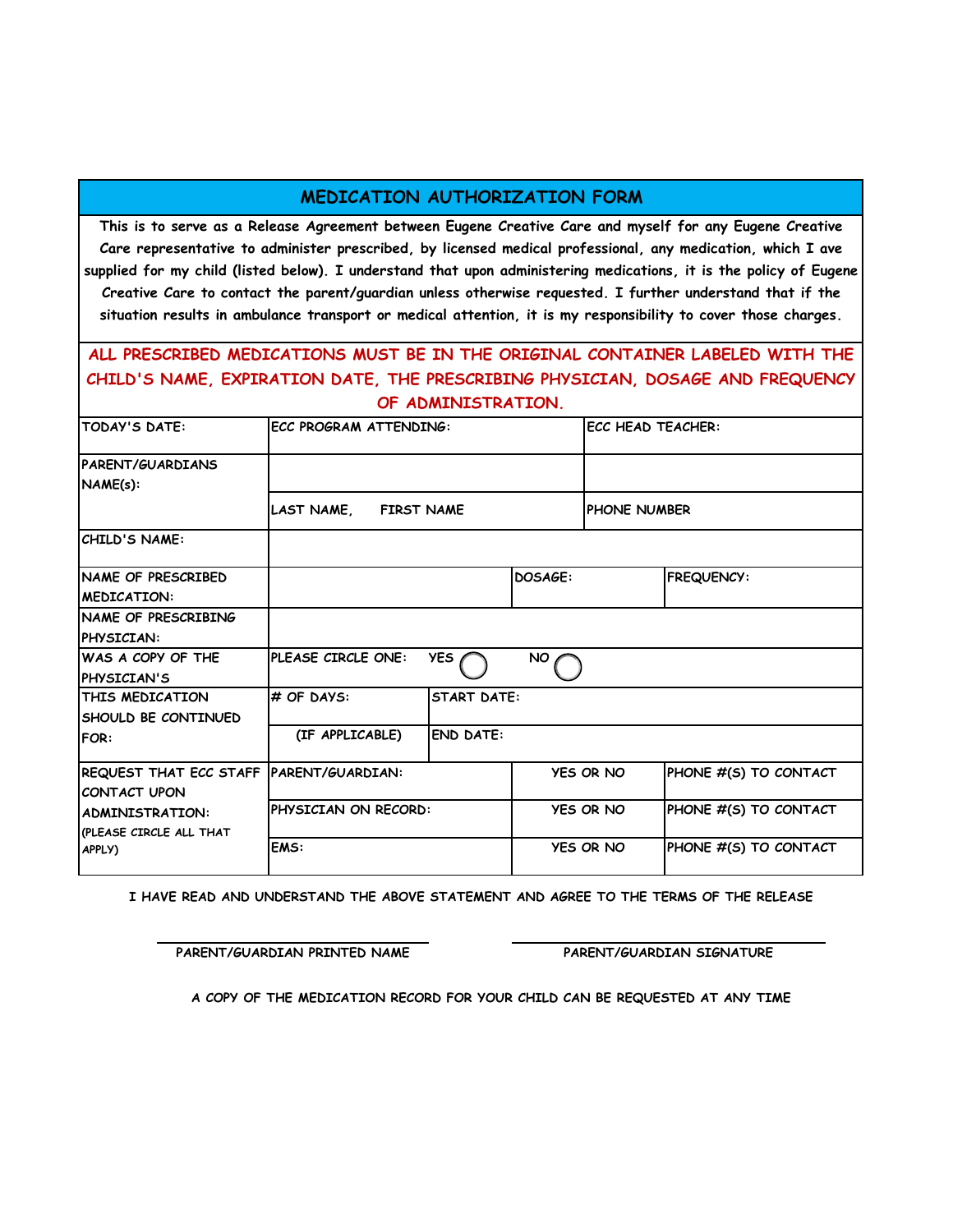## MEDICATION AUTHORIZATION FORM

This is to serve as a Release Agreement between Eugene Creative Care and myself for any Eugene Creative Care representative to administer prescribed, by licensed medical professional, any medication, which I ave supplied for my child (listed below). I understand that upon administering medications, it is the policy of Eugene Creative Care to contact the parent/guardian unless otherwise requested. I further understand that if the situation results in ambulance transport or medical attention, it is my responsibility to cover those charges.

**ALL PRESCRIBED MEDICATIONS MUST BE IN THE ORIGINAL CONTAINER LABELED WITH THE CHILD'S NAME, EXPIRATION DATE, THE PRESCRIBING PHYSICIAN, DOSAGE AND FREQUENCY OF ADMINISTRATION.**

| | | | |
|---|---|---|---|
| TODAY'S DATE: | ECC PROGRAM ATTENDING: | | ECC HEAD TEACHER: |
| PARENT/GUARDIANS NAME(s): | | | |
| | LAST NAME, FIRST NAME | | PHONE NUMBER |
| CHILD'S NAME: | | | |
| NAME OF PRESCRIBED MEDICATION: | | DOSAGE: | FREQUENCY: |
| NAME OF PRESCRIBING PHYSICIAN: | | | |
| WAS A COPY OF THE PHYSICIAN'S | PLEASE CIRCLE ONE: YES ◯ NO ◯ | | |
| THIS MEDICATION SHOULD BE CONTINUED FOR: | # OF DAYS: | START DATE: | |
| | (IF APPLICABLE) | END DATE: | |
| REQUEST THAT ECC STAFF CONTACT UPON ADMINISTRATION: (PLEASE CIRCLE ALL THAT APPLY) | PARENT/GUARDIAN: | YES OR NO | PHONE #(S) TO CONTACT |
| | PHYSICIAN ON RECORD: | YES OR NO | PHONE #(S) TO CONTACT |
| | EMS: | YES OR NO | PHONE #(S) TO CONTACT |

I HAVE READ AND UNDERSTAND THE ABOVE STATEMENT AND AGREE TO THE TERMS OF THE RELEASE

PARENT/GUARDIAN PRINTED NAME

PARENT/GUARDIAN SIGNATURE

A COPY OF THE MEDICATION RECORD FOR YOUR CHILD CAN BE REQUESTED AT ANY TIME